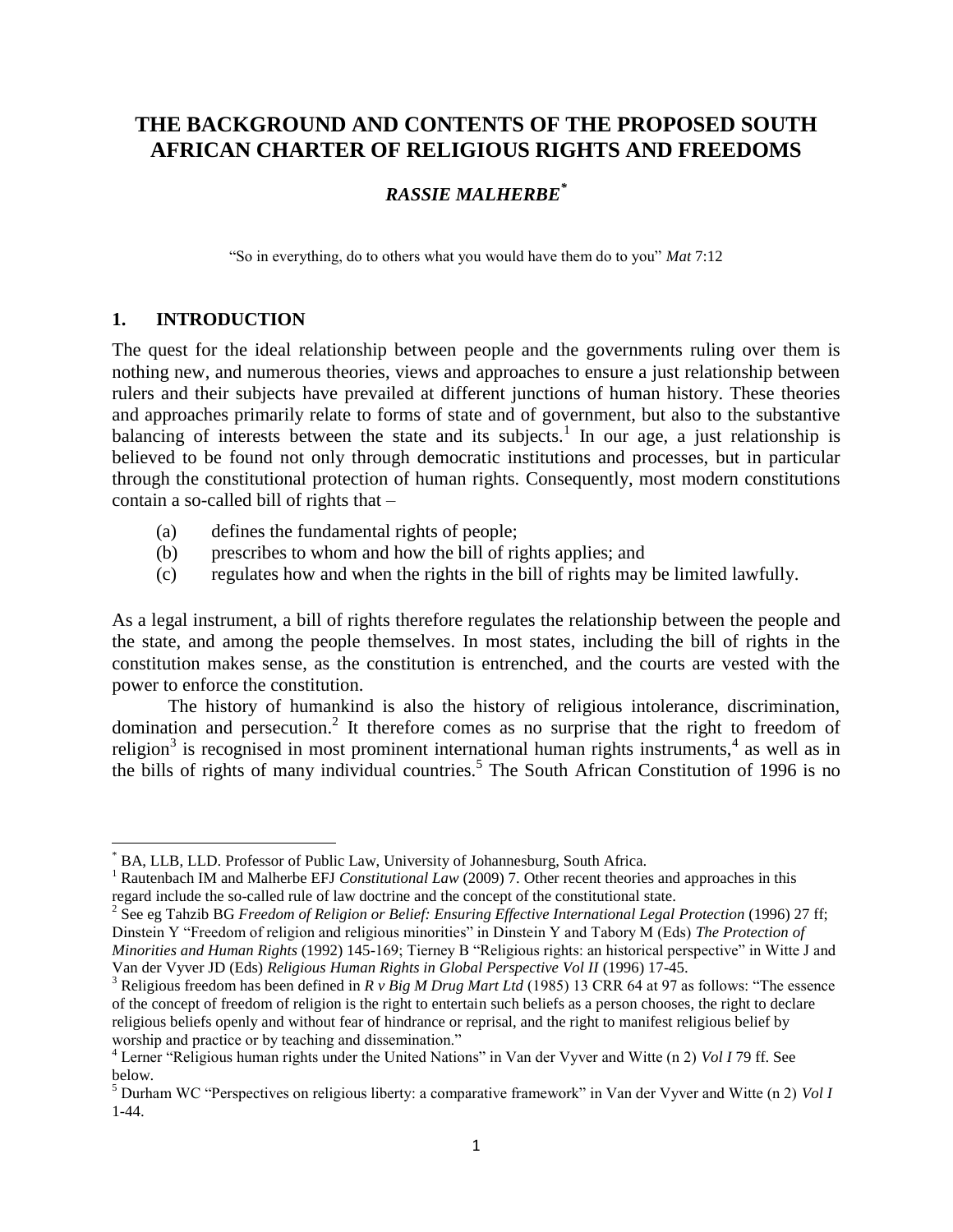# THE BACKGROUND AND CONTENTS OF THE PROPOSED SOUTH AFRICAN CHARTER OF RELIGIOUS RIGHTS AND FREEDOMS

### *RASSIE MALHERBE*[*]

"So in everything, do to others what you would have them do to you" *Mat* 7:12

## 1. INTRODUCTION

The quest for the ideal relationship between people and the governments ruling over them is nothing new, and numerous theories, views and approaches to ensure a just relationship between rulers and their subjects have prevailed at different junctions of human history. These theories and approaches primarily relate to forms of state and of government, but also to the substantive balancing of interests between the state and its subjects.[1] In our age, a just relationship is believed to be found not only through democratic institutions and processes, but in particular through the constitutional protection of human rights. Consequently, most modern constitutions contain a so-called bill of rights that –

(a) defines the fundamental rights of people;
(b) prescribes to whom and how the bill of rights applies; and
(c) regulates how and when the rights in the bill of rights may be limited lawfully.

As a legal instrument, a bill of rights therefore regulates the relationship between the people and the state, and among the people themselves. In most states, including the bill of rights in the constitution makes sense, as the constitution is entrenched, and the courts are vested with the power to enforce the constitution.

The history of humankind is also the history of religious intolerance, discrimination, domination and persecution.[2] It therefore comes as no surprise that the right to freedom of religion[3] is recognised in most prominent international human rights instruments,[4] as well as in the bills of rights of many individual countries.[5] The South African Constitution of 1996 is no

---

[*] BA, LLB, LLD. Professor of Public Law, University of Johannesburg, South Africa.

[1] Rautenbach IM and Malherbe EFJ *Constitutional Law* (2009) 7. Other recent theories and approaches in this regard include the so-called rule of law doctrine and the concept of the constitutional state.

[2] See eg Tahzib BG *Freedom of Religion or Belief: Ensuring Effective International Legal Protection* (1996) 27 ff; Dinstein Y "Freedom of religion and religious minorities" in Dinstein Y and Tabory M (Eds) *The Protection of Minorities and Human Rights* (1992) 145-169; Tierney B "Religious rights: an historical perspective" in Witte J and Van der Vyver JD (Eds) *Religious Human Rights in Global Perspective Vol II* (1996) 17-45.

[3] Religious freedom has been defined in *R v Big M Drug Mart Ltd* (1985) 13 CRR 64 at 97 as follows: "The essence of the concept of freedom of religion is the right to entertain such beliefs as a person chooses, the right to declare religious beliefs openly and without fear of hindrance or reprisal, and the right to manifest religious belief by worship and practice or by teaching and dissemination."

[4] Lerner "Religious human rights under the United Nations" in Van der Vyver and Witte (n 2) *Vol I* 79 ff. See below.

[5] Durham WC "Perspectives on religious liberty: a comparative framework" in Van der Vyver and Witte (n 2) *Vol I* 1-44.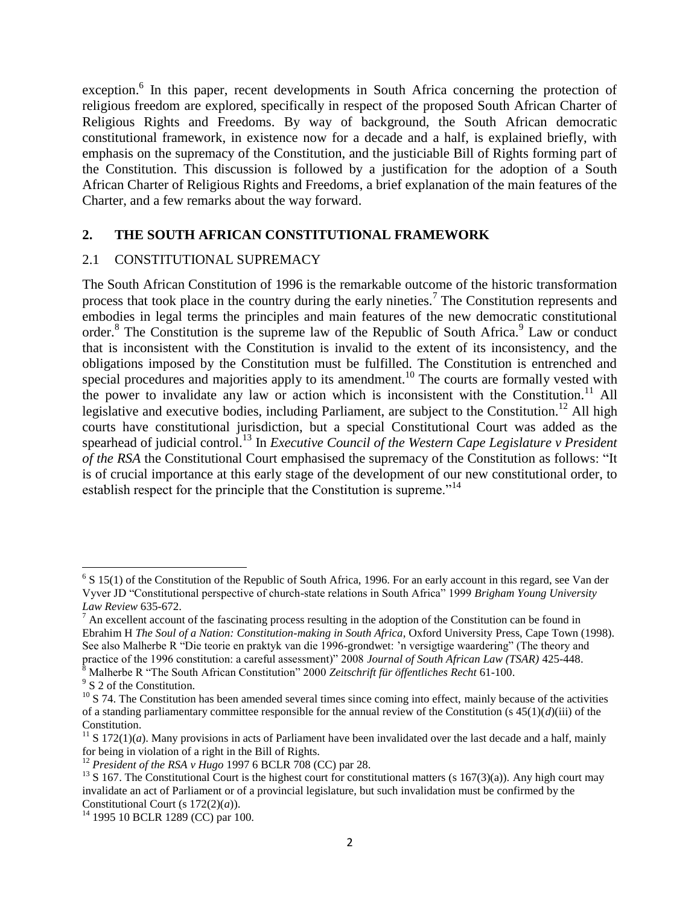exception.[6] In this paper, recent developments in South Africa concerning the protection of religious freedom are explored, specifically in respect of the proposed South African Charter of Religious Rights and Freedoms. By way of background, the South African democratic constitutional framework, in existence now for a decade and a half, is explained briefly, with emphasis on the supremacy of the Constitution, and the justiciable Bill of Rights forming part of the Constitution. This discussion is followed by a justification for the adoption of a South African Charter of Religious Rights and Freedoms, a brief explanation of the main features of the Charter, and a few remarks about the way forward.

## 2. THE SOUTH AFRICAN CONSTITUTIONAL FRAMEWORK

### 2.1 CONSTITUTIONAL SUPREMACY

The South African Constitution of 1996 is the remarkable outcome of the historic transformation process that took place in the country during the early nineties.[7] The Constitution represents and embodies in legal terms the principles and main features of the new democratic constitutional order.[8] The Constitution is the supreme law of the Republic of South Africa.[9] Law or conduct that is inconsistent with the Constitution is invalid to the extent of its inconsistency, and the obligations imposed by the Constitution must be fulfilled. The Constitution is entrenched and special procedures and majorities apply to its amendment.[10] The courts are formally vested with the power to invalidate any law or action which is inconsistent with the Constitution.[11] All legislative and executive bodies, including Parliament, are subject to the Constitution.[12] All high courts have constitutional jurisdiction, but a special Constitutional Court was added as the spearhead of judicial control.[13] In *Executive Council of the Western Cape Legislature v President of the RSA* the Constitutional Court emphasised the supremacy of the Constitution as follows: "It is of crucial importance at this early stage of the development of our new constitutional order, to establish respect for the principle that the Constitution is supreme."[14]

---

[6] S 15(1) of the Constitution of the Republic of South Africa, 1996. For an early account in this regard, see Van der Vyver JD "Constitutional perspective of church-state relations in South Africa" 1999 *Brigham Young University Law Review* 635-672.

[7] An excellent account of the fascinating process resulting in the adoption of the Constitution can be found in Ebrahim H *The Soul of a Nation: Constitution-making in South Africa*, Oxford University Press, Cape Town (1998). See also Malherbe R "Die teorie en praktyk van die 1996-grondwet: 'n versigtige waardering" (The theory and practice of the 1996 constitution: a careful assessment)" 2008 *Journal of South African Law (TSAR)* 425-448.

[8] Malherbe R "The South African Constitution" 2000 *Zeitschrift für öffentliches Recht* 61-100.

[9] S 2 of the Constitution.

[10] S 74. The Constitution has been amended several times since coming into effect, mainly because of the activities of a standing parliamentary committee responsible for the annual review of the Constitution (s 45(1)(*d*)(iii) of the Constitution.

[11] S 172(1)(*a*). Many provisions in acts of Parliament have been invalidated over the last decade and a half, mainly for being in violation of a right in the Bill of Rights.

[12] *President of the RSA v Hugo* 1997 6 BCLR 708 (CC) par 28.

[13] S 167. The Constitutional Court is the highest court for constitutional matters (s 167(3)(a)). Any high court may invalidate an act of Parliament or of a provincial legislature, but such invalidation must be confirmed by the Constitutional Court (s 172(2)(*a*)).

[14] 1995 10 BCLR 1289 (CC) par 100.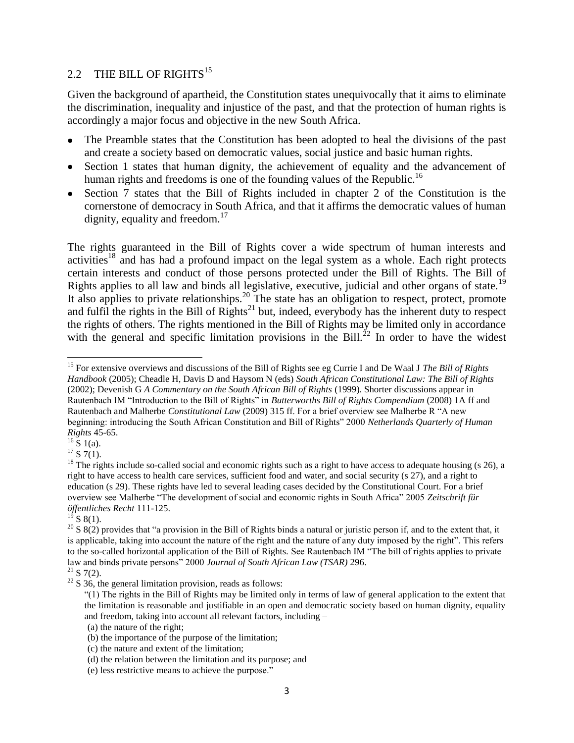## 2.2 THE BILL OF RIGHTS[15]

Given the background of apartheid, the Constitution states unequivocally that it aims to eliminate the discrimination, inequality and injustice of the past, and that the protection of human rights is accordingly a major focus and objective in the new South Africa.

- The Preamble states that the Constitution has been adopted to heal the divisions of the past and create a society based on democratic values, social justice and basic human rights.
- Section 1 states that human dignity, the achievement of equality and the advancement of human rights and freedoms is one of the founding values of the Republic.[16]
- Section 7 states that the Bill of Rights included in chapter 2 of the Constitution is the cornerstone of democracy in South Africa, and that it affirms the democratic values of human dignity, equality and freedom.[17]

The rights guaranteed in the Bill of Rights cover a wide spectrum of human interests and activities[18] and has had a profound impact on the legal system as a whole. Each right protects certain interests and conduct of those persons protected under the Bill of Rights. The Bill of Rights applies to all law and binds all legislative, executive, judicial and other organs of state.[19] It also applies to private relationships.[20] The state has an obligation to respect, protect, promote and fulfil the rights in the Bill of Rights[21] but, indeed, everybody has the inherent duty to respect the rights of others. The rights mentioned in the Bill of Rights may be limited only in accordance with the general and specific limitation provisions in the Bill.[22] In order to have the widest

---

[15] For extensive overviews and discussions of the Bill of Rights see eg Currie I and De Waal J *The Bill of Rights Handbook* (2005); Cheadle H, Davis D and Haysom N (eds) *South African Constitutional Law: The Bill of Rights* (2002); Devenish G *A Commentary on the South African Bill of Rights* (1999). Shorter discussions appear in Rautenbach IM "Introduction to the Bill of Rights" in *Butterworths Bill of Rights Compendium* (2008) 1A ff and Rautenbach and Malherbe *Constitutional Law* (2009) 315 ff. For a brief overview see Malherbe R "A new beginning: introducing the South African Constitution and Bill of Rights" 2000 *Netherlands Quarterly of Human Rights* 45-65.

[16] S 1(a).

[17] S 7(1).

[18] The rights include so-called social and economic rights such as a right to have access to adequate housing (s 26), a right to have access to health care services, sufficient food and water, and social security (s 27), and a right to education (s 29). These rights have led to several leading cases decided by the Constitutional Court. For a brief overview see Malherbe "The development of social and economic rights in South Africa" 2005 *Zeitschrift für öffentliches Recht* 111-125.

[19] S 8(1).

[20] S 8(2) provides that "a provision in the Bill of Rights binds a natural or juristic person if, and to the extent that, it is applicable, taking into account the nature of the right and the nature of any duty imposed by the right". This refers to the so-called horizontal application of the Bill of Rights. See Rautenbach IM "The bill of rights applies to private law and binds private persons" 2000 *Journal of South African Law (TSAR)* 296.

[21] S 7(2).

[22] S 36, the general limitation provision, reads as follows:

> "(1) The rights in the Bill of Rights may be limited only in terms of law of general application to the extent that the limitation is reasonable and justifiable in an open and democratic society based on human dignity, equality and freedom, taking into account all relevant factors, including –
>
> (a) the nature of the right;
>
> (b) the importance of the purpose of the limitation;
>
> (c) the nature and extent of the limitation;
>
> (d) the relation between the limitation and its purpose; and
>
> (e) less restrictive means to achieve the purpose."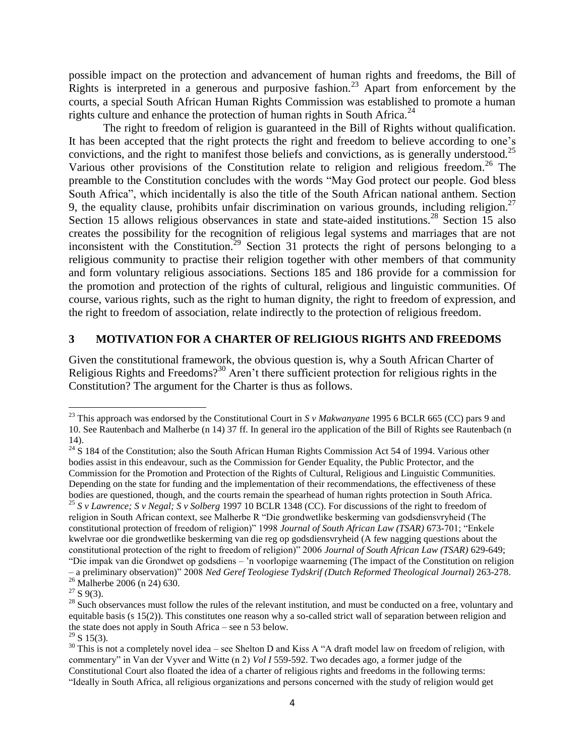possible impact on the protection and advancement of human rights and freedoms, the Bill of Rights is interpreted in a generous and purposive fashion.[23] Apart from enforcement by the courts, a special South African Human Rights Commission was established to promote a human rights culture and enhance the protection of human rights in South Africa.[24]

The right to freedom of religion is guaranteed in the Bill of Rights without qualification. It has been accepted that the right protects the right and freedom to believe according to one's convictions, and the right to manifest those beliefs and convictions, as is generally understood.[25] Various other provisions of the Constitution relate to religion and religious freedom.[26] The preamble to the Constitution concludes with the words "May God protect our people. God bless South Africa", which incidentally is also the title of the South African national anthem. Section 9, the equality clause, prohibits unfair discrimination on various grounds, including religion.[27] Section 15 allows religious observances in state and state-aided institutions.[28] Section 15 also creates the possibility for the recognition of religious legal systems and marriages that are not inconsistent with the Constitution.[29] Section 31 protects the right of persons belonging to a religious community to practise their religion together with other members of that community and form voluntary religious associations. Sections 185 and 186 provide for a commission for the promotion and protection of the rights of cultural, religious and linguistic communities. Of course, various rights, such as the right to human dignity, the right to freedom of expression, and the right to freedom of association, relate indirectly to the protection of religious freedom.

## 3 MOTIVATION FOR A CHARTER OF RELIGIOUS RIGHTS AND FREEDOMS

Given the constitutional framework, the obvious question is, why a South African Charter of Religious Rights and Freedoms?[30] Aren't there sufficient protection for religious rights in the Constitution? The argument for the Charter is thus as follows.

---

[23] This approach was endorsed by the Constitutional Court in *S v Makwanyane* 1995 6 BCLR 665 (CC) pars 9 and 10. See Rautenbach and Malherbe (n 14) 37 ff. In general iro the application of the Bill of Rights see Rautenbach (n 14).

[24] S 184 of the Constitution; also the South African Human Rights Commission Act 54 of 1994. Various other bodies assist in this endeavour, such as the Commission for Gender Equality, the Public Protector, and the Commission for the Promotion and Protection of the Rights of Cultural, Religious and Linguistic Communities. Depending on the state for funding and the implementation of their recommendations, the effectiveness of these bodies are questioned, though, and the courts remain the spearhead of human rights protection in South Africa.

[25] *S v Lawrence; S v Negal; S v Solberg* 1997 10 BCLR 1348 (CC). For discussions of the right to freedom of religion in South African context, see Malherbe R "Die grondwetlike beskerming van godsdiensvryheid (The constitutional protection of freedom of religion)" 1998 *Journal of South African Law (TSAR)* 673-701; "Enkele kwelvrae oor die grondwetlike beskerming van die reg op godsdiensvryheid (A few nagging questions about the constitutional protection of the right to freedom of religion)" 2006 *Journal of South African Law (TSAR)* 629-649; "Die impak van die Grondwet op godsdiens – 'n voorlopige waarneming (The impact of the Constitution on religion – a preliminary observation)" 2008 *Ned Geref Teologiese Tydskrif (Dutch Reformed Theological Journal)* 263-278.

[26] Malherbe 2006 (n 24) 630.

[27] S 9(3).

[28] Such observances must follow the rules of the relevant institution, and must be conducted on a free, voluntary and equitable basis (s 15(2)). This constitutes one reason why a so-called strict wall of separation between religion and the state does not apply in South Africa – see n 53 below.

[29] S 15(3).

[30] This is not a completely novel idea – see Shelton D and Kiss A "A draft model law on freedom of religion, with commentary" in Van der Vyver and Witte (n 2) *Vol I* 559-592. Two decades ago, a former judge of the Constitutional Court also floated the idea of a charter of religious rights and freedoms in the following terms: "Ideally in South Africa, all religious organizations and persons concerned with the study of religion would get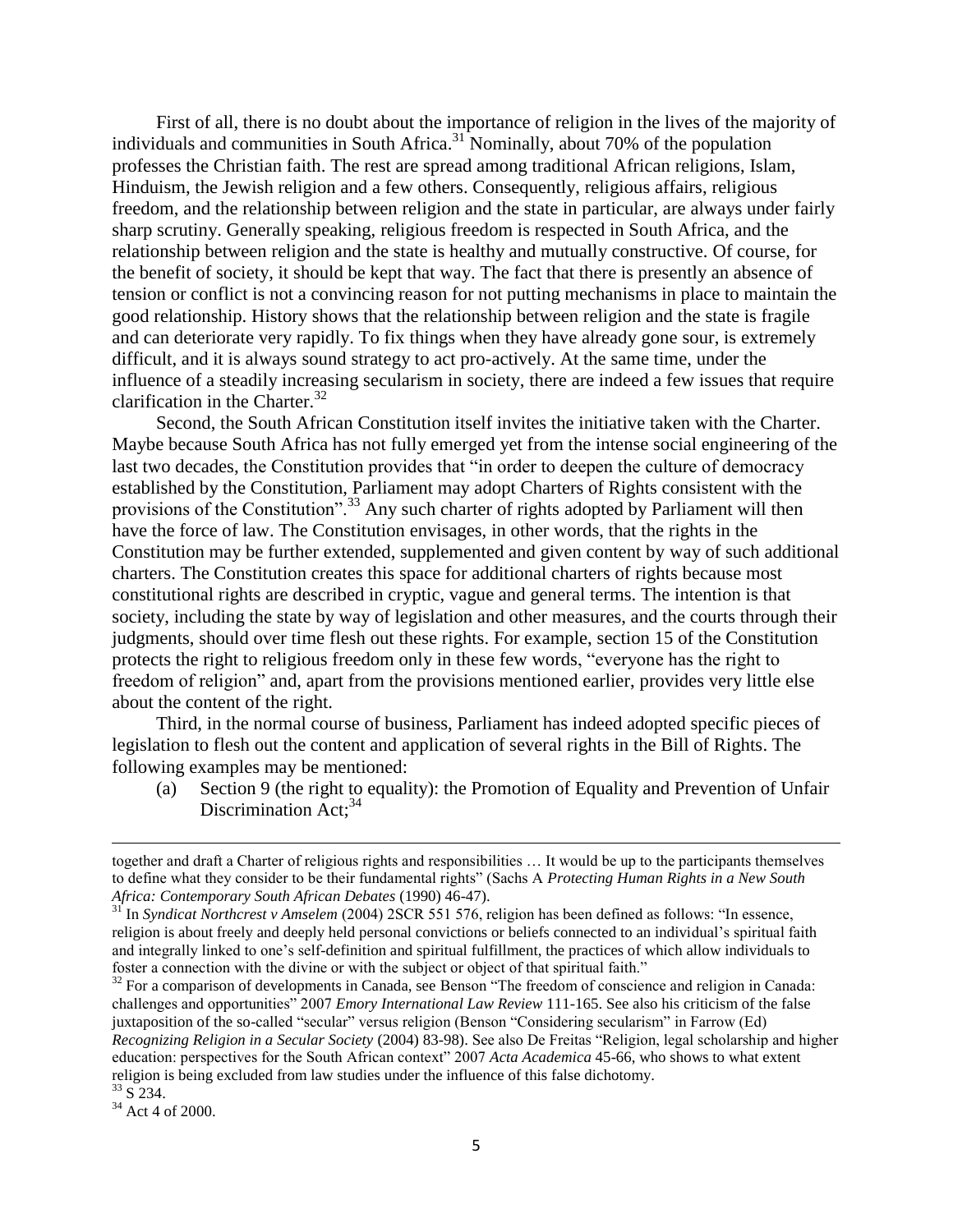First of all, there is no doubt about the importance of religion in the lives of the majority of individuals and communities in South Africa.[31] Nominally, about 70% of the population professes the Christian faith. The rest are spread among traditional African religions, Islam, Hinduism, the Jewish religion and a few others. Consequently, religious affairs, religious freedom, and the relationship between religion and the state in particular, are always under fairly sharp scrutiny. Generally speaking, religious freedom is respected in South Africa, and the relationship between religion and the state is healthy and mutually constructive. Of course, for the benefit of society, it should be kept that way. The fact that there is presently an absence of tension or conflict is not a convincing reason for not putting mechanisms in place to maintain the good relationship. History shows that the relationship between religion and the state is fragile and can deteriorate very rapidly. To fix things when they have already gone sour, is extremely difficult, and it is always sound strategy to act pro-actively. At the same time, under the influence of a steadily increasing secularism in society, there are indeed a few issues that require clarification in the Charter.[32]

Second, the South African Constitution itself invites the initiative taken with the Charter. Maybe because South Africa has not fully emerged yet from the intense social engineering of the last two decades, the Constitution provides that "in order to deepen the culture of democracy established by the Constitution, Parliament may adopt Charters of Rights consistent with the provisions of the Constitution".[33] Any such charter of rights adopted by Parliament will then have the force of law. The Constitution envisages, in other words, that the rights in the Constitution may be further extended, supplemented and given content by way of such additional charters. The Constitution creates this space for additional charters of rights because most constitutional rights are described in cryptic, vague and general terms. The intention is that society, including the state by way of legislation and other measures, and the courts through their judgments, should over time flesh out these rights. For example, section 15 of the Constitution protects the right to religious freedom only in these few words, "everyone has the right to freedom of religion" and, apart from the provisions mentioned earlier, provides very little else about the content of the right.

Third, in the normal course of business, Parliament has indeed adopted specific pieces of legislation to flesh out the content and application of several rights in the Bill of Rights. The following examples may be mentioned:

(a) Section 9 (the right to equality): the Promotion of Equality and Prevention of Unfair Discrimination Act;[34]

---

together and draft a Charter of religious rights and responsibilities … It would be up to the participants themselves to define what they consider to be their fundamental rights" (Sachs A *Protecting Human Rights in a New South Africa: Contemporary South African Debates* (1990) 46-47).

[31] In *Syndicat Northcrest v Amselem* (2004) 2SCR 551 576, religion has been defined as follows: "In essence, religion is about freely and deeply held personal convictions or beliefs connected to an individual's spiritual faith and integrally linked to one's self-definition and spiritual fulfillment, the practices of which allow individuals to foster a connection with the divine or with the subject or object of that spiritual faith."

[32] For a comparison of developments in Canada, see Benson "The freedom of conscience and religion in Canada: challenges and opportunities" 2007 *Emory International Law Review* 111-165. See also his criticism of the false juxtaposition of the so-called "secular" versus religion (Benson "Considering secularism" in Farrow (Ed) *Recognizing Religion in a Secular Society* (2004) 83-98). See also De Freitas "Religion, legal scholarship and higher education: perspectives for the South African context" 2007 *Acta Academica* 45-66, who shows to what extent religion is being excluded from law studies under the influence of this false dichotomy.

[33] S 234.

[34] Act 4 of 2000.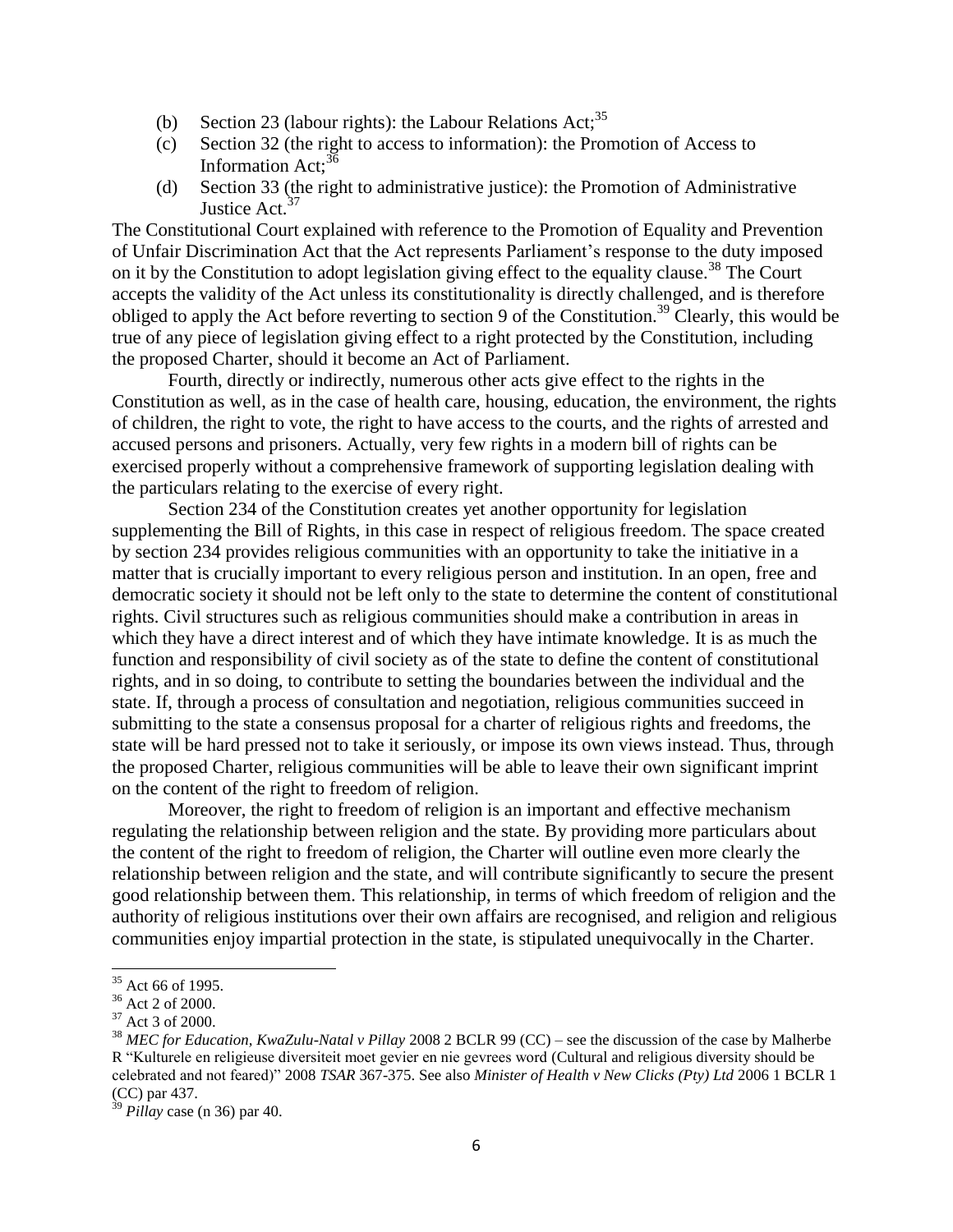(b) Section 23 (labour rights): the Labour Relations Act;[35]

(c) Section 32 (the right to access to information): the Promotion of Access to Information Act;[36]

(d) Section 33 (the right to administrative justice): the Promotion of Administrative Justice Act.[37]

The Constitutional Court explained with reference to the Promotion of Equality and Prevention of Unfair Discrimination Act that the Act represents Parliament's response to the duty imposed on it by the Constitution to adopt legislation giving effect to the equality clause.[38] The Court accepts the validity of the Act unless its constitutionality is directly challenged, and is therefore obliged to apply the Act before reverting to section 9 of the Constitution.[39] Clearly, this would be true of any piece of legislation giving effect to a right protected by the Constitution, including the proposed Charter, should it become an Act of Parliament.

Fourth, directly or indirectly, numerous other acts give effect to the rights in the Constitution as well, as in the case of health care, housing, education, the environment, the rights of children, the right to vote, the right to have access to the courts, and the rights of arrested and accused persons and prisoners. Actually, very few rights in a modern bill of rights can be exercised properly without a comprehensive framework of supporting legislation dealing with the particulars relating to the exercise of every right.

Section 234 of the Constitution creates yet another opportunity for legislation supplementing the Bill of Rights, in this case in respect of religious freedom. The space created by section 234 provides religious communities with an opportunity to take the initiative in a matter that is crucially important to every religious person and institution. In an open, free and democratic society it should not be left only to the state to determine the content of constitutional rights. Civil structures such as religious communities should make a contribution in areas in which they have a direct interest and of which they have intimate knowledge. It is as much the function and responsibility of civil society as of the state to define the content of constitutional rights, and in so doing, to contribute to setting the boundaries between the individual and the state. If, through a process of consultation and negotiation, religious communities succeed in submitting to the state a consensus proposal for a charter of religious rights and freedoms, the state will be hard pressed not to take it seriously, or impose its own views instead. Thus, through the proposed Charter, religious communities will be able to leave their own significant imprint on the content of the right to freedom of religion.

Moreover, the right to freedom of religion is an important and effective mechanism regulating the relationship between religion and the state. By providing more particulars about the content of the right to freedom of religion, the Charter will outline even more clearly the relationship between religion and the state, and will contribute significantly to secure the present good relationship between them. This relationship, in terms of which freedom of religion and the authority of religious institutions over their own affairs are recognised, and religion and religious communities enjoy impartial protection in the state, is stipulated unequivocally in the Charter.

---

[35] Act 66 of 1995.

[36] Act 2 of 2000.

[37] Act 3 of 2000.

[38] *MEC for Education, KwaZulu-Natal v Pillay* 2008 2 BCLR 99 (CC) – see the discussion of the case by Malherbe R "Kulturele en religieuse diversiteit moet gevier en nie gevrees word (Cultural and religious diversity should be celebrated and not feared)" 2008 *TSAR* 367-375. See also *Minister of Health v New Clicks (Pty) Ltd* 2006 1 BCLR 1 (CC) par 437.

[39] *Pillay* case (n 36) par 40.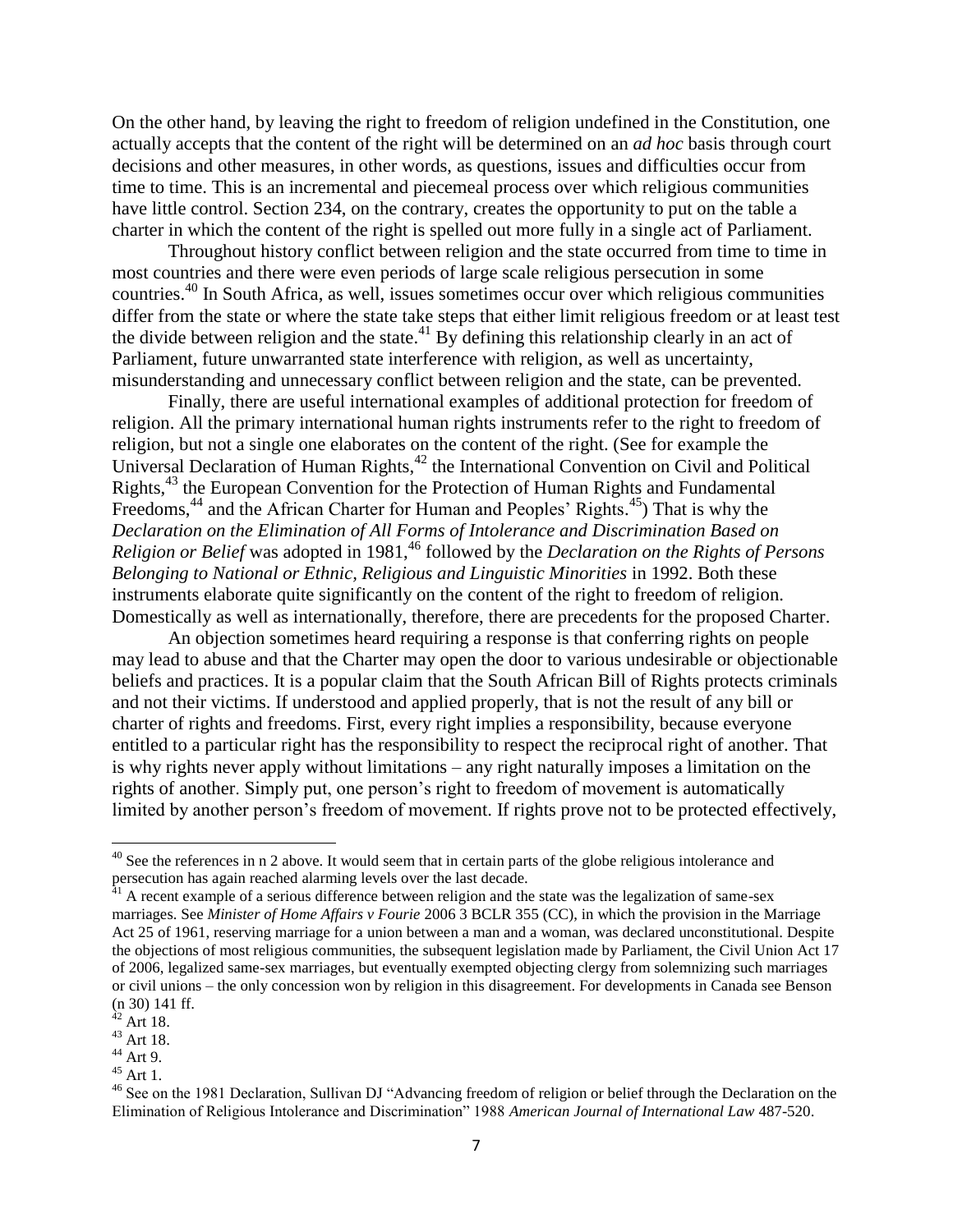On the other hand, by leaving the right to freedom of religion undefined in the Constitution, one actually accepts that the content of the right will be determined on an *ad hoc* basis through court decisions and other measures, in other words, as questions, issues and difficulties occur from time to time. This is an incremental and piecemeal process over which religious communities have little control. Section 234, on the contrary, creates the opportunity to put on the table a charter in which the content of the right is spelled out more fully in a single act of Parliament.

Throughout history conflict between religion and the state occurred from time to time in most countries and there were even periods of large scale religious persecution in some countries.[40] In South Africa, as well, issues sometimes occur over which religious communities differ from the state or where the state take steps that either limit religious freedom or at least test the divide between religion and the state.[41] By defining this relationship clearly in an act of Parliament, future unwarranted state interference with religion, as well as uncertainty, misunderstanding and unnecessary conflict between religion and the state, can be prevented.

Finally, there are useful international examples of additional protection for freedom of religion. All the primary international human rights instruments refer to the right to freedom of religion, but not a single one elaborates on the content of the right. (See for example the Universal Declaration of Human Rights,[42] the International Convention on Civil and Political Rights,[43] the European Convention for the Protection of Human Rights and Fundamental Freedoms,[44] and the African Charter for Human and Peoples' Rights.[45]) That is why the *Declaration on the Elimination of All Forms of Intolerance and Discrimination Based on Religion or Belief* was adopted in 1981,[46] followed by the *Declaration on the Rights of Persons Belonging to National or Ethnic, Religious and Linguistic Minorities* in 1992. Both these instruments elaborate quite significantly on the content of the right to freedom of religion. Domestically as well as internationally, therefore, there are precedents for the proposed Charter.

An objection sometimes heard requiring a response is that conferring rights on people may lead to abuse and that the Charter may open the door to various undesirable or objectionable beliefs and practices. It is a popular claim that the South African Bill of Rights protects criminals and not their victims. If understood and applied properly, that is not the result of any bill or charter of rights and freedoms. First, every right implies a responsibility, because everyone entitled to a particular right has the responsibility to respect the reciprocal right of another. That is why rights never apply without limitations – any right naturally imposes a limitation on the rights of another. Simply put, one person's right to freedom of movement is automatically limited by another person's freedom of movement. If rights prove not to be protected effectively,

---

[40] See the references in n 2 above. It would seem that in certain parts of the globe religious intolerance and persecution has again reached alarming levels over the last decade.

[41] A recent example of a serious difference between religion and the state was the legalization of same-sex marriages. See *Minister of Home Affairs v Fourie* 2006 3 BCLR 355 (CC), in which the provision in the Marriage Act 25 of 1961, reserving marriage for a union between a man and a woman, was declared unconstitutional. Despite the objections of most religious communities, the subsequent legislation made by Parliament, the Civil Union Act 17 of 2006, legalized same-sex marriages, but eventually exempted objecting clergy from solemnizing such marriages or civil unions – the only concession won by religion in this disagreement. For developments in Canada see Benson (n 30) 141 ff.

[42] Art 18.

[43] Art 18.

[44] Art 9.

[45] Art 1.

[46] See on the 1981 Declaration, Sullivan DJ "Advancing freedom of religion or belief through the Declaration on the Elimination of Religious Intolerance and Discrimination" 1988 *American Journal of International Law* 487-520.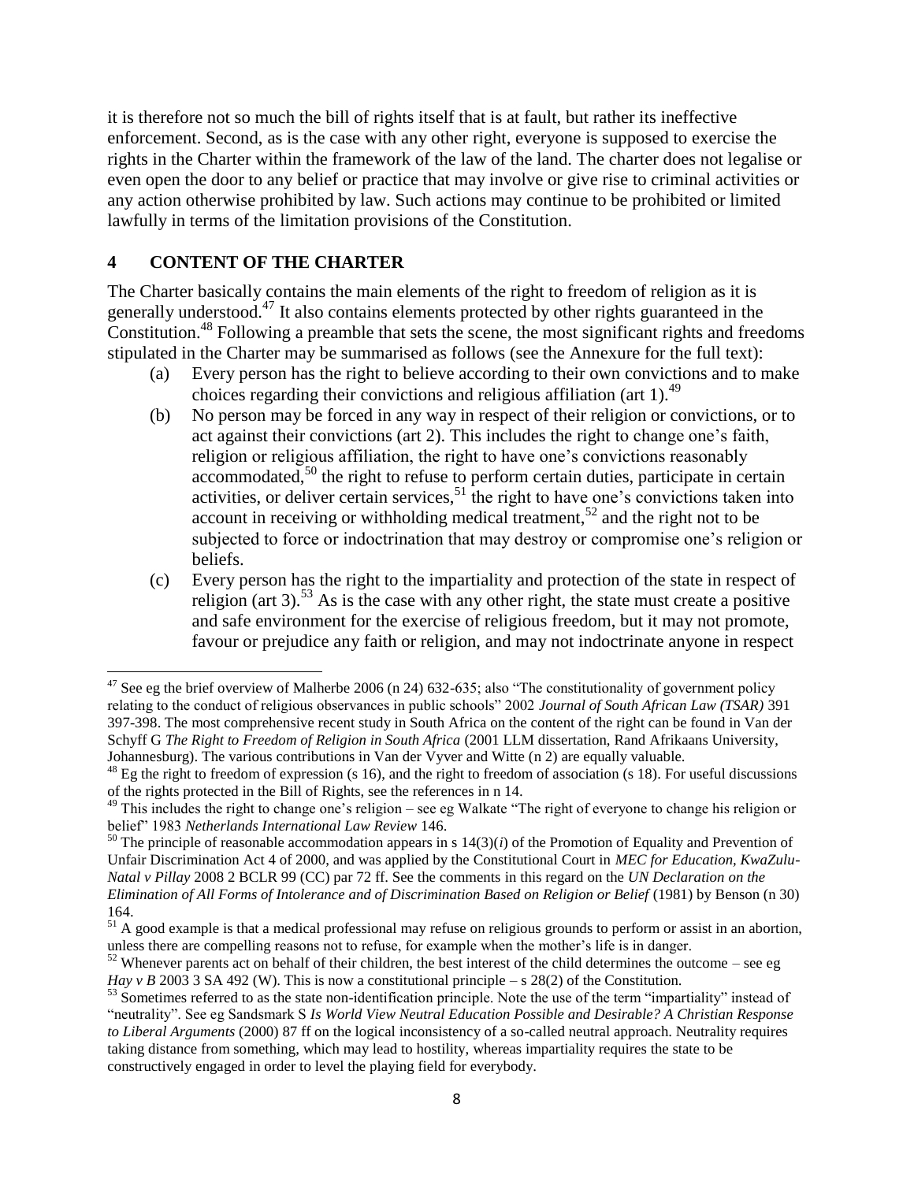it is therefore not so much the bill of rights itself that is at fault, but rather its ineffective enforcement. Second, as is the case with any other right, everyone is supposed to exercise the rights in the Charter within the framework of the law of the land. The charter does not legalise or even open the door to any belief or practice that may involve or give rise to criminal activities or any action otherwise prohibited by law. Such actions may continue to be prohibited or limited lawfully in terms of the limitation provisions of the Constitution.

## 4 CONTENT OF THE CHARTER

The Charter basically contains the main elements of the right to freedom of religion as it is generally understood.[47] It also contains elements protected by other rights guaranteed in the Constitution.[48] Following a preamble that sets the scene, the most significant rights and freedoms stipulated in the Charter may be summarised as follows (see the Annexure for the full text):

(a) Every person has the right to believe according to their own convictions and to make choices regarding their convictions and religious affiliation (art 1).[49]

(b) No person may be forced in any way in respect of their religion or convictions, or to act against their convictions (art 2). This includes the right to change one's faith, religion or religious affiliation, the right to have one's convictions reasonably accommodated,[50] the right to refuse to perform certain duties, participate in certain activities, or deliver certain services,[51] the right to have one's convictions taken into account in receiving or withholding medical treatment,[52] and the right not to be subjected to force or indoctrination that may destroy or compromise one's religion or beliefs.

(c) Every person has the right to the impartiality and protection of the state in respect of religion (art 3).[53] As is the case with any other religious right, the state must create a positive and safe environment for the exercise of religious freedom, but it may not promote, favour or prejudice any faith or religion, and may not indoctrinate anyone in respect

---

[47] See eg the brief overview of Malherbe 2006 (n 24) 632-635; also "The constitutionality of government policy relating to the conduct of religious observances in public schools" 2002 *Journal of South African Law (TSAR)* 391 397-398. The most comprehensive recent study in South Africa on the content of the right can be found in Van der Schyff G *The Right to Freedom of Religion in South Africa* (2001 LLM dissertation, Rand Afrikaans University, Johannesburg). The various contributions in Van der Vyver and Witte (n 2) are equally valuable.

[48] Eg the right to freedom of expression (s 16), and the right to freedom of association (s 18). For useful discussions of the rights protected in the Bill of Rights, see the references in n 14.

[49] This includes the right to change one's religion – see eg Walkate "The right of everyone to change his religion or belief" 1983 *Netherlands International Law Review* 146.

[50] The principle of reasonable accommodation appears in s 14(3)(*i*) of the Promotion of Equality and Prevention of Unfair Discrimination Act 4 of 2000, and was applied by the Constitutional Court in *MEC for Education, KwaZulu-Natal v Pillay* 2008 2 BCLR 99 (CC) par 72 ff. See the comments in this regard on the *UN Declaration on the Elimination of All Forms of Intolerance and of Discrimination Based on Religion or Belief* (1981) by Benson (n 30) 164.

[51] A good example is that a medical professional may refuse on religious grounds to perform or assist in an abortion, unless there are compelling reasons not to refuse, for example when the mother's life is in danger.

[52] Whenever parents act on behalf of their children, the best interest of the child determines the outcome – see eg *Hay v B* 2003 3 SA 492 (W). This is now a constitutional principle – s 28(2) of the Constitution.

[53] Sometimes referred to as the state non-identification principle. Note the use of the term "impartiality" instead of "neutrality". See eg Sandsmark S *Is World View Neutral Education Possible and Desirable? A Christian Response to Liberal Arguments* (2000) 87 ff on the logical inconsistency of a so-called neutral approach. Neutrality requires taking distance from something, which may lead to hostility, whereas impartiality requires the state to be constructively engaged in order to level the playing field for everybody.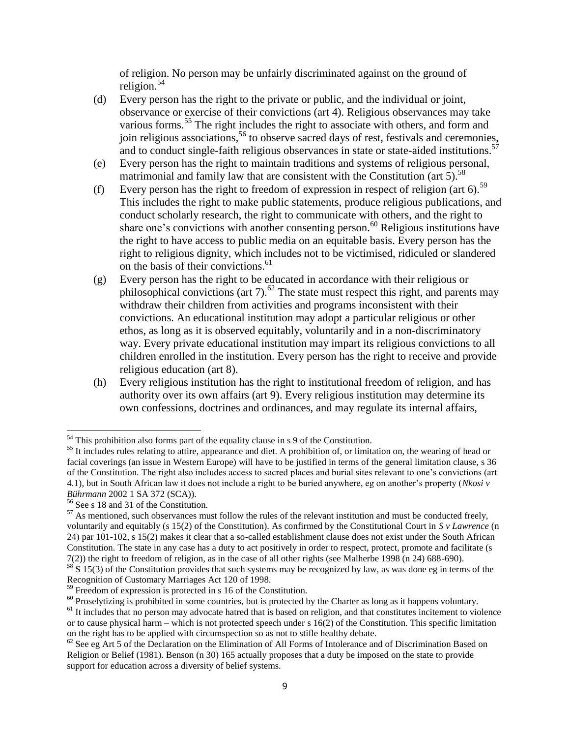of religion. No person may be unfairly discriminated against on the ground of religion.[54]

(d) Every person has the right to the private or public, and the individual or joint, observance or exercise of their convictions (art 4). Religious observances may take various forms.[55] The right includes the right to associate with others, and form and join religious associations,[56] to observe sacred days of rest, festivals and ceremonies, and to conduct single-faith religious observances in state or state-aided institutions.[57]

(e) Every person has the right to maintain traditions and systems of religious personal, matrimonial and family law that are consistent with the Constitution (art 5).[58]

(f) Every person has the right to freedom of expression in respect of religion (art 6).[59] This includes the right to make public statements, produce religious publications, and conduct scholarly research, the right to communicate with others, and the right to share one's convictions with another consenting person.[60] Religious institutions have the right to have access to public media on an equitable basis. Every person has the right to religious dignity, which includes not to be victimised, ridiculed or slandered on the basis of their convictions.[61]

(g) Every person has the right to be educated in accordance with their religious or philosophical convictions (art 7).[62] The state must respect this right, and parents may withdraw their children from activities and programs inconsistent with their convictions. An educational institution may adopt a particular religious or other ethos, as long as it is observed equitably, voluntarily and in a non-discriminatory way. Every private educational institution may impart its religious convictions to all children enrolled in the institution. Every person has the right to receive and provide religious education (art 8).

(h) Every religious institution has the right to institutional freedom of religion, and has authority over its own affairs (art 9). Every religious institution may determine its own confessions, doctrines and ordinances, and may regulate its internal affairs,

---

[54] This prohibition also forms part of the equality clause in s 9 of the Constitution.

[55] It includes rules relating to attire, appearance and diet. A prohibition of, or limitation on, the wearing of head or facial coverings (an issue in Western Europe) will have to be justified in terms of the general limitation clause, s 36 of the Constitution. The right also includes access to sacred places and burial sites relevant to one's convictions (art 4.1), but in South African law it does not include a right to be buried anywhere, eg on another's property (*Nkosi v Bührmann* 2002 1 SA 372 (SCA)).

[56] See s 18 and 31 of the Constitution.

[57] As mentioned, such observances must follow the rules of the relevant institution and must be conducted freely, voluntarily and equitably (s 15(2) of the Constitution). As confirmed by the Constitutional Court in *S v Lawrence* (n 24) par 101-102, s 15(2) makes it clear that a so-called establishment clause does not exist under the South African Constitution. The state in any case has a duty to act positively in order to respect, protect, promote and facilitate (s 7(2)) the right to freedom of religion, as in the case of all other rights (see Malherbe 1998 (n 24) 688-690).

[58] S 15(3) of the Constitution provides that such systems may be recognized by law, as was done eg in terms of the Recognition of Customary Marriages Act 120 of 1998.

[59] Freedom of expression is protected in s 16 of the Constitution.

[60] Proselytizing is prohibited in some countries, but is protected by the Charter as long as it happens voluntary.

[61] It includes that no person may advocate hatred that is based on religion, and that constitutes incitement to violence or to cause physical harm – which is not protected speech under s 16(2) of the Constitution. This specific limitation on the right has to be applied with circumspection so as not to stifle healthy debate.

[62] See eg Art 5 of the Declaration on the Elimination of All Forms of Intolerance and of Discrimination Based on Religion or Belief (1981). Benson (n 30) 165 actually proposes that a duty be imposed on the state to provide support for education across a diversity of belief systems.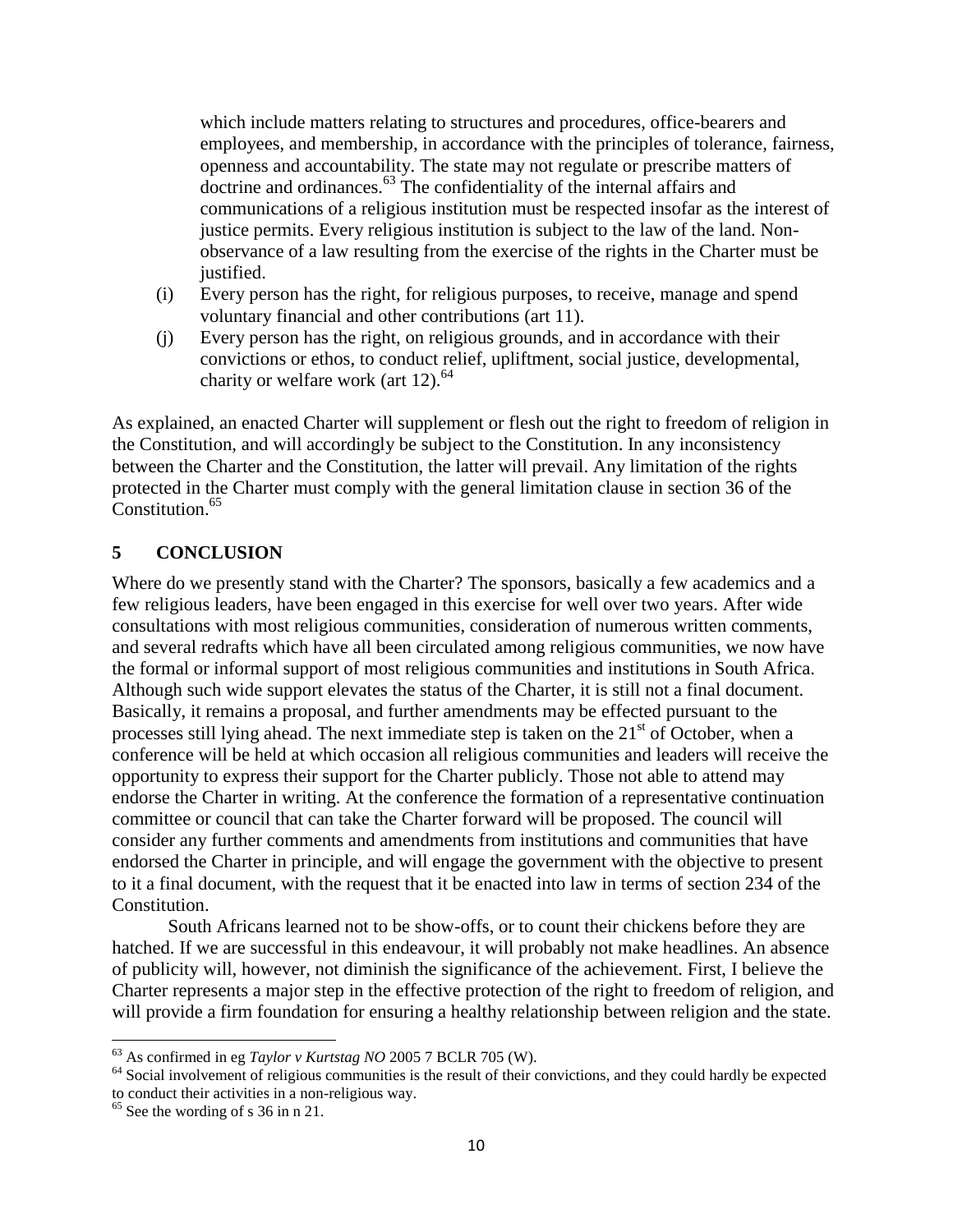which include matters relating to structures and procedures, office-bearers and employees, and membership, in accordance with the principles of tolerance, fairness, openness and accountability. The state may not regulate or prescribe matters of doctrine and ordinances.[63] The confidentiality of the internal affairs and communications of a religious institution must be respected insofar as the interest of justice permits. Every religious institution is subject to the law of the land. Non-observance of a law resulting from the exercise of the rights in the Charter must be justified.

(i) Every person has the right, for religious purposes, to receive, manage and spend voluntary financial and other contributions (art 11).

(j) Every person has the right, on religious grounds, and in accordance with their convictions or ethos, to conduct relief, upliftment, social justice, developmental, charity or welfare work (art 12).[64]

As explained, an enacted Charter will supplement or flesh out the right to freedom of religion in the Constitution, and will accordingly be subject to the Constitution. In any inconsistency between the Charter and the Constitution, the latter will prevail. Any limitation of the rights protected in the Charter must comply with the general limitation clause in section 36 of the Constitution.[65]

## 5 CONCLUSION

Where do we presently stand with the Charter? The sponsors, basically a few academics and a few religious leaders, have been engaged in this exercise for well over two years. After wide consultations with most religious communities, consideration of numerous written comments, and several redrafts which have all been circulated among religious communities, we now have the formal or informal support of most religious communities and institutions in South Africa. Although such wide support elevates the status of the Charter, it is still not a final document. Basically, it remains a proposal, and further amendments may be effected pursuant to the processes still lying ahead. The next immediate step is taken on the 21st of October, when a conference will be held at which occasion all religious communities and leaders will receive the opportunity to express their support for the Charter publicly. Those not able to attend may endorse the Charter in writing. At the conference the formation of a representative continuation committee or council that can take the Charter forward will be proposed. The council will consider any further comments and amendments from institutions and communities that have endorsed the Charter in principle, and will engage the government with the objective to present to it a final document, with the request that it be enacted into law in terms of section 234 of the Constitution.

South Africans learned not to be show-offs, or to count their chickens before they are hatched. If we are successful in this endeavour, it will probably not make headlines. An absence of publicity will, however, not diminish the significance of the achievement. First, I believe the Charter represents a major step in the effective protection of the right to freedom of religion, and will provide a firm foundation for ensuring a healthy relationship between religion and the state.

---

[63] As confirmed in eg *Taylor v Kurtstag NO* 2005 7 BCLR 705 (W).

[64] Social involvement of religious communities is the result of their convictions, and they could hardly be expected to conduct their activities in a non-religious way.

[65] See the wording of s 36 in n 21.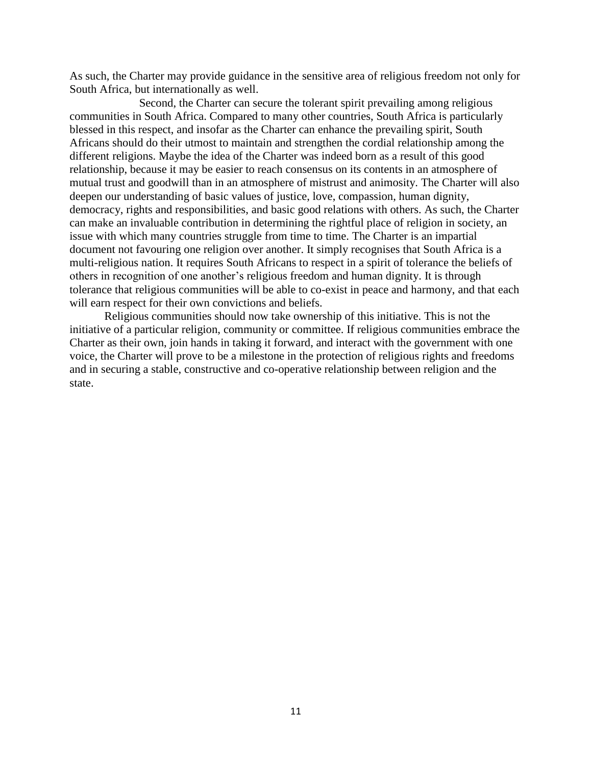As such, the Charter may provide guidance in the sensitive area of religious freedom not only for South Africa, but internationally as well.

Second, the Charter can secure the tolerant spirit prevailing among religious communities in South Africa. Compared to many other countries, South Africa is particularly blessed in this respect, and insofar as the Charter can enhance the prevailing spirit, South Africans should do their utmost to maintain and strengthen the cordial relationship among the different religions. Maybe the idea of the Charter was indeed born as a result of this good relationship, because it may be easier to reach consensus on its contents in an atmosphere of mutual trust and goodwill than in an atmosphere of mistrust and animosity. The Charter will also deepen our understanding of basic values of justice, love, compassion, human dignity, democracy, rights and responsibilities, and basic good relations with others. As such, the Charter can make an invaluable contribution in determining the rightful place of religion in society, an issue with which many countries struggle from time to time. The Charter is an impartial document not favouring one religion over another. It simply recognises that South Africa is a multi-religious nation. It requires South Africans to respect in a spirit of tolerance the beliefs of others in recognition of one another's religious freedom and human dignity. It is through tolerance that religious communities will be able to co-exist in peace and harmony, and that each will earn respect for their own convictions and beliefs.

Religious communities should now take ownership of this initiative. This is not the initiative of a particular religion, community or committee. If religious communities embrace the Charter as their own, join hands in taking it forward, and interact with the government with one voice, the Charter will prove to be a milestone in the protection of religious rights and freedoms and in securing a stable, constructive and co-operative relationship between religion and the state.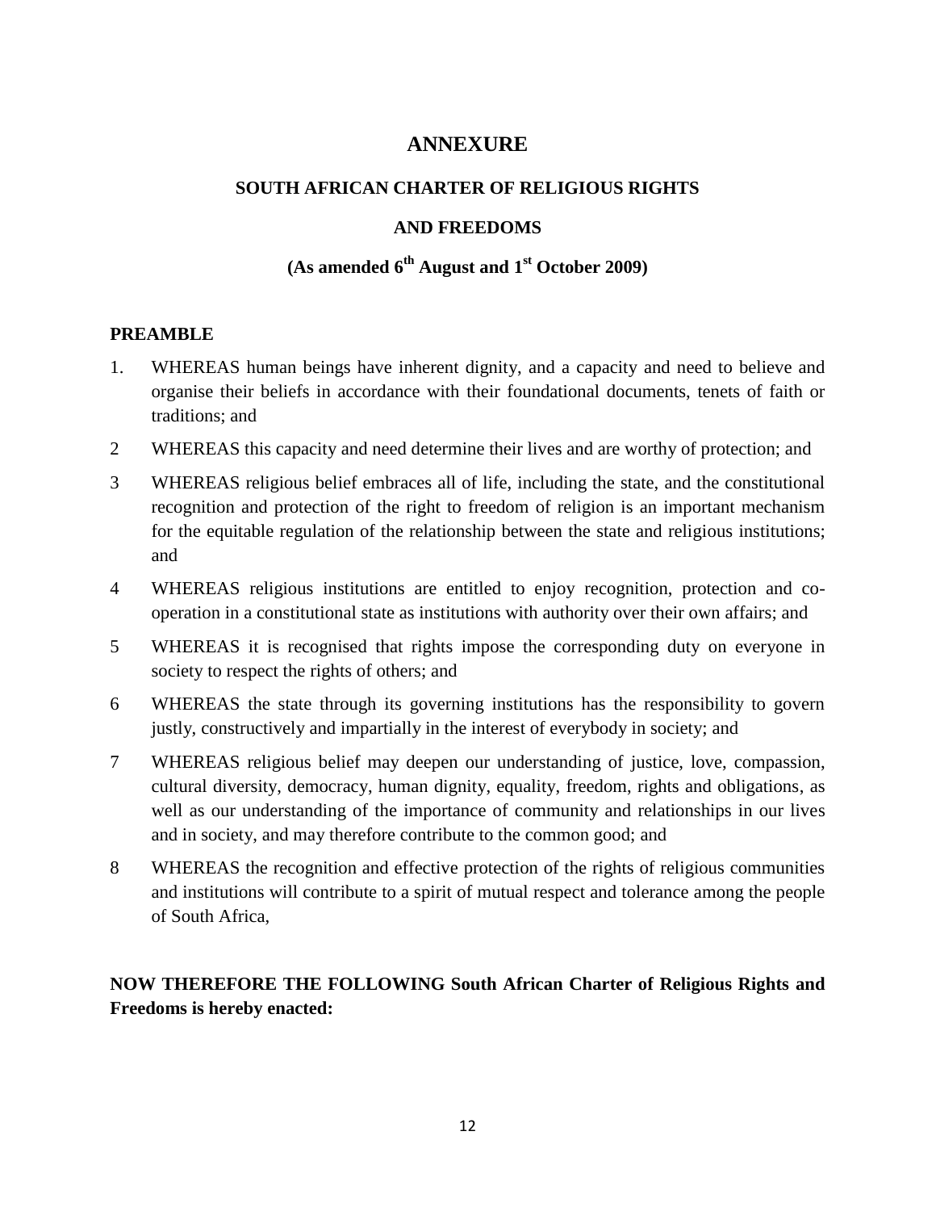# ANNEXURE

## SOUTH AFRICAN CHARTER OF RELIGIOUS RIGHTS AND FREEDOMS

### (As amended 6th August and 1st October 2009)

**PREAMBLE**

1. WHEREAS human beings have inherent dignity, and a capacity and need to believe and organise their beliefs in accordance with their foundational documents, tenets of faith or traditions; and
2. WHEREAS this capacity and need determine their lives and are worthy of protection; and
3. WHEREAS religious belief embraces all of life, including the state, and the constitutional recognition and protection of the right to freedom of religion is an important mechanism for the equitable regulation of the relationship between the state and religious institutions; and
4. WHEREAS religious institutions are entitled to enjoy recognition, protection and co-operation in a constitutional state as institutions with authority over their own affairs; and
5. WHEREAS it is recognised that rights impose the corresponding duty on everyone in society to respect the rights of others; and
6. WHEREAS the state through its governing institutions has the responsibility to govern justly, constructively and impartially in the interest of everybody in society; and
7. WHEREAS religious belief may deepen our understanding of justice, love, compassion, cultural diversity, democracy, human dignity, equality, freedom, rights and obligations, as well as our understanding of the importance of community and relationships in our lives and in society, and may therefore contribute to the common good; and
8. WHEREAS the recognition and effective protection of the rights of religious communities and institutions will contribute to a spirit of mutual respect and tolerance among the people of South Africa,

**NOW THEREFORE THE FOLLOWING South African Charter of Religious Rights and Freedoms is hereby enacted:**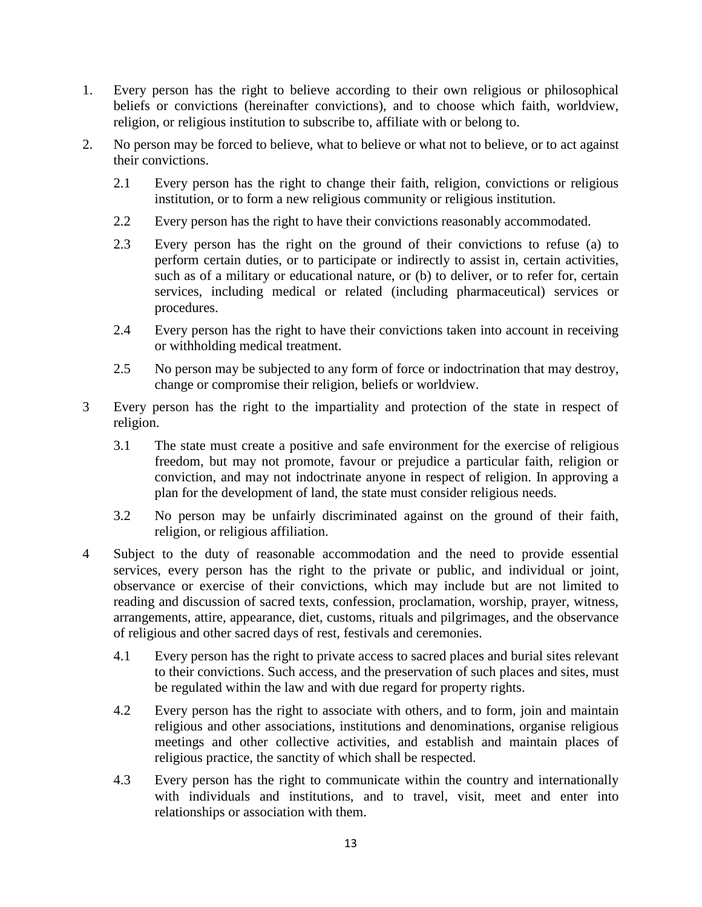1. Every person has the right to believe according to their own religious or philosophical beliefs or convictions (hereinafter convictions), and to choose which faith, worldview, religion, or religious institution to subscribe to, affiliate with or belong to.

2. No person may be forced to believe, what to believe or what not to believe, or to act against their convictions.

   2.1 Every person has the right to change their faith, religion, convictions or religious institution, or to form a new religious community or religious institution.

   2.2 Every person has the right to have their convictions reasonably accommodated.

   2.3 Every person has the right on the ground of their convictions to refuse (a) to perform certain duties, or to participate or indirectly to assist in, certain activities, such as of a military or educational nature, or (b) to deliver, or to refer for, certain services, including medical or related (including pharmaceutical) services or procedures.

   2.4 Every person has the right to have their convictions taken into account in receiving or withholding medical treatment.

   2.5 No person may be subjected to any form of force or indoctrination that may destroy, change or compromise their religion, beliefs or worldview.

3 Every person has the right to the impartiality and protection of the state in respect of religion.

   3.1 The state must create a positive and safe environment for the exercise of religious freedom, but may not promote, favour or prejudice a particular faith, religion or conviction, and may not indoctrinate anyone in respect of religion. In approving a plan for the development of land, the state must consider religious needs.

   3.2 No person may be unfairly discriminated against on the ground of their faith, religion, or religious affiliation.

4 Subject to the duty of reasonable accommodation and the need to provide essential services, every person has the right to the private or public, and individual or joint, observance or exercise of their convictions, which may include but are not limited to reading and discussion of sacred texts, confession, proclamation, worship, prayer, witness, arrangements, attire, appearance, diet, customs, rituals and pilgrimages, and the observance of religious and other sacred days of rest, festivals and ceremonies.

   4.1 Every person has the right to private access to sacred places and burial sites relevant to their convictions. Such access, and the preservation of such places and sites, must be regulated within the law and with due regard for property rights.

   4.2 Every person has the right to associate with others, and to form, join and maintain religious and other associations, institutions and denominations, organise religious meetings and other collective activities, and establish and maintain places of religious practice, the sanctity of which shall be respected.

   4.3 Every person has the right to communicate within the country and internationally with individuals and institutions, and to travel, visit, meet and enter into relationships or association with them.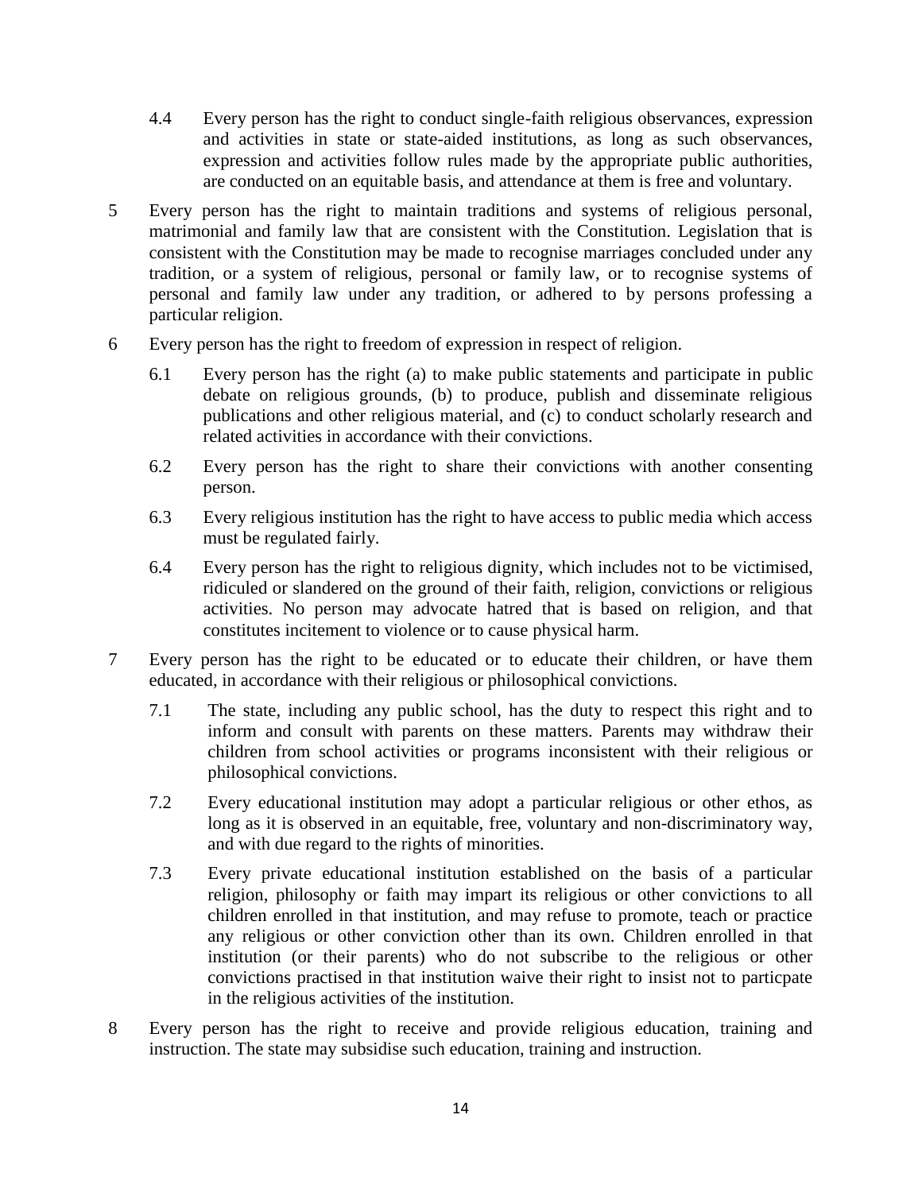4.4 Every person has the right to conduct single-faith religious observances, expression and activities in state or state-aided institutions, as long as such observances, expression and activities follow rules made by the appropriate public authorities, are conducted on an equitable basis, and attendance at them is free and voluntary.

5 Every person has the right to maintain traditions and systems of religious personal, matrimonial and family law that are consistent with the Constitution. Legislation that is consistent with the Constitution may be made to recognise marriages concluded under any tradition, or a system of religious, personal or family law, or to recognise systems of personal and family law under any tradition, or adhered to by persons professing a particular religion.

6 Every person has the right to freedom of expression in respect of religion.

6.1 Every person has the right (a) to make public statements and participate in public debate on religious grounds, (b) to produce, publish and disseminate religious publications and other religious material, and (c) to conduct scholarly research and related activities in accordance with their convictions.

6.2 Every person has the right to share their convictions with another consenting person.

6.3 Every religious institution has the right to have access to public media which access must be regulated fairly.

6.4 Every person has the right to religious dignity, which includes not to be victimised, ridiculed or slandered on the ground of their faith, religion, convictions or religious activities. No person may advocate hatred that is based on religion, and that constitutes incitement to violence or to cause physical harm.

7 Every person has the right to be educated or to educate their children, or have them educated, in accordance with their religious or philosophical convictions.

7.1 The state, including any public school, has the duty to respect this right and to inform and consult with parents on these matters. Parents may withdraw their children from school activities or programs inconsistent with their religious or philosophical convictions.

7.2 Every educational institution may adopt a particular religious or other ethos, as long as it is observed in an equitable, free, voluntary and non-discriminatory way, and with due regard to the rights of minorities.

7.3 Every private educational institution established on the basis of a particular religion, philosophy or faith may impart its religious or other convictions to all children enrolled in that institution, and may refuse to promote, teach or practice any religious or other conviction other than its own. Children enrolled in that institution (or their parents) who do not subscribe to the religious or other convictions practised in that institution waive their right to insist not to particpate in the religious activities of the institution.

8 Every person has the right to receive and provide religious education, training and instruction. The state may subsidise such education, training and instruction.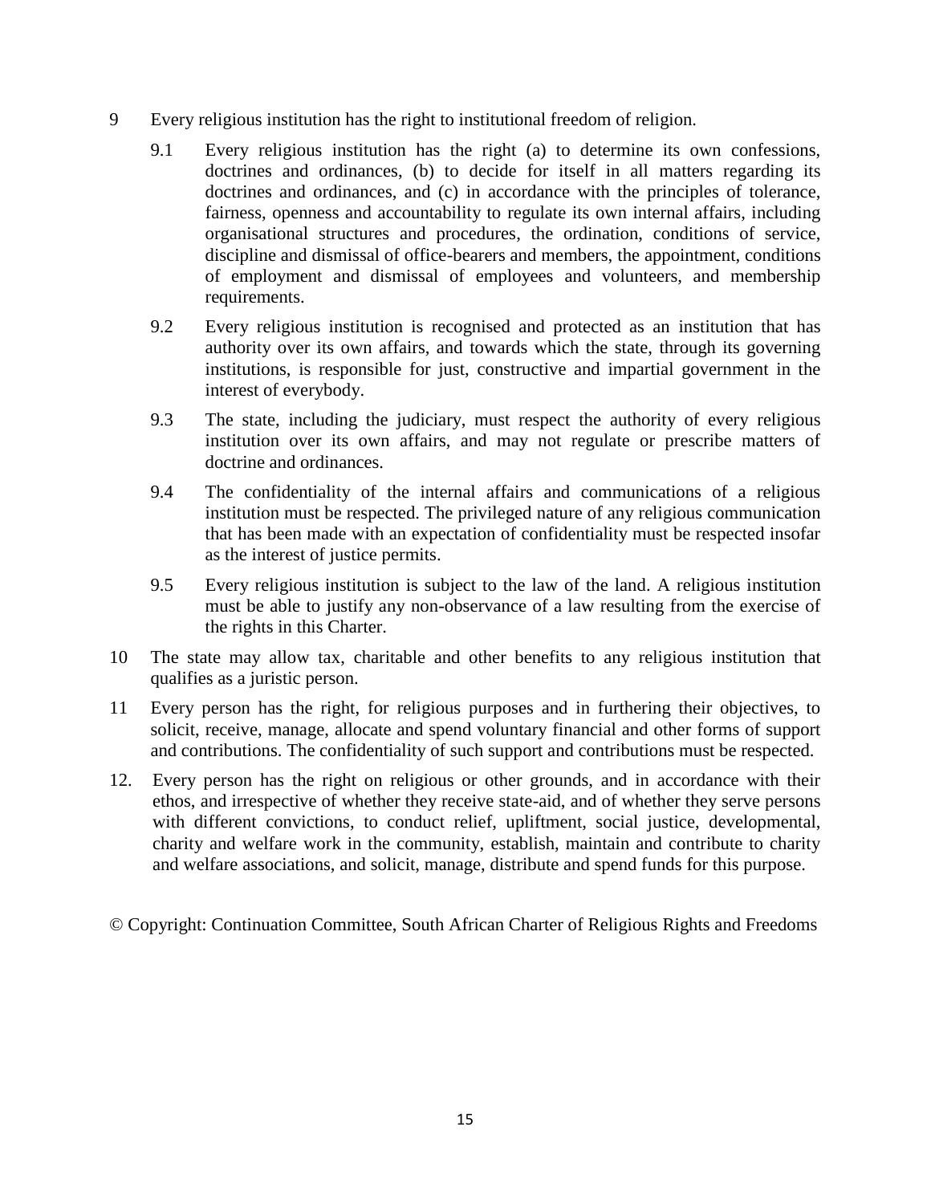9 Every religious institution has the right to institutional freedom of religion.

  9.1 Every religious institution has the right (a) to determine its own confessions, doctrines and ordinances, (b) to decide for itself in all matters regarding its doctrines and ordinances, and (c) in accordance with the principles of tolerance, fairness, openness and accountability to regulate its own internal affairs, including organisational structures and procedures, the ordination, conditions of service, discipline and dismissal of office-bearers and members, the appointment, conditions of employment and dismissal of employees and volunteers, and membership requirements.

  9.2 Every religious institution is recognised and protected as an institution that has authority over its own affairs, and towards which the state, through its governing institutions, is responsible for just, constructive and impartial government in the interest of everybody.

  9.3 The state, including the judiciary, must respect the authority of every religious institution over its own affairs, and may not regulate or prescribe matters of doctrine and ordinances.

  9.4 The confidentiality of the internal affairs and communications of a religious institution must be respected. The privileged nature of any religious communication that has been made with an expectation of confidentiality must be respected insofar as the interest of justice permits.

  9.5 Every religious institution is subject to the law of the land. A religious institution must be able to justify any non-observance of a law resulting from the exercise of the rights in this Charter.

10 The state may allow tax, charitable and other benefits to any religious institution that qualifies as a juristic person.

11 Every person has the right, for religious purposes and in furthering their objectives, to solicit, receive, manage, allocate and spend voluntary financial and other forms of support and contributions. The confidentiality of such support and contributions must be respected.

12. Every person has the right on religious or other grounds, and in accordance with their ethos, and irrespective of whether they receive state-aid, and of whether they serve persons with different convictions, to conduct relief, upliftment, social justice, developmental, charity and welfare work in the community, establish, maintain and contribute to charity and welfare associations, and solicit, manage, distribute and spend funds for this purpose.

© Copyright: Continuation Committee, South African Charter of Religious Rights and Freedoms